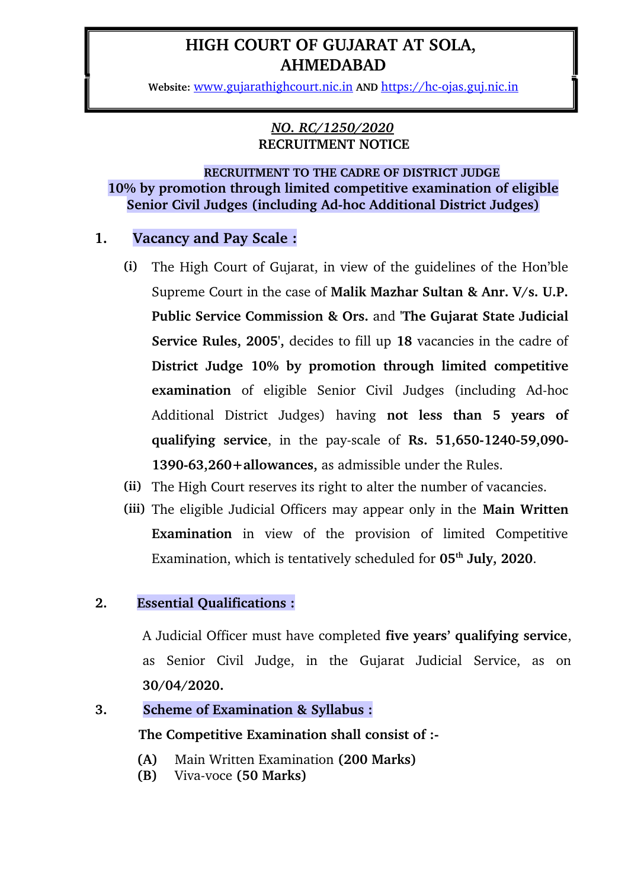# HIGH COURT OF GUJARAT AT SOLA, AHMEDABAD

**Website:** www.gujarathighcourt.nic.in **AND** https://hc-ojas.guj.nic.in

***NO. RC/1250/2020***

**RECRUITMENT NOTICE**

**RECRUITMENT TO THE CADRE OF DISTRICT JUDGE**
**10% by promotion through limited competitive examination of eligible Senior Civil Judges (including Ad-hoc Additional District Judges)**

## 1. Vacancy and Pay Scale :

**(i)** The High Court of Gujarat, in view of the guidelines of the Hon'ble Supreme Court in the case of **Malik Mazhar Sultan & Anr. V/s. U.P. Public Service Commission & Ors.** and '**The Gujarat State Judicial Service Rules, 2005**', decides to fill up **18** vacancies in the cadre of **District Judge 10% by promotion through limited competitive examination** of eligible Senior Civil Judges (including Ad-hoc Additional District Judges) having **not less than 5 years of qualifying service**, in the pay-scale of **Rs. 51,650-1240-59,090-1390-63,260+allowances,** as admissible under the Rules.

**(ii)** The High Court reserves its right to alter the number of vacancies.

**(iii)** The eligible Judicial Officers may appear only in the **Main Written Examination** in view of the provision of limited Competitive Examination, which is tentatively scheduled for **05th July, 2020**.

## 2. Essential Qualifications :

A Judicial Officer must have completed **five years' qualifying service**, as Senior Civil Judge, in the Gujarat Judicial Service, as on **30/04/2020.**

## 3. Scheme of Examination & Syllabus :

**The Competitive Examination shall consist of :-**

**(A)** Main Written Examination **(200 Marks)**
**(B)** Viva-voce **(50 Marks)**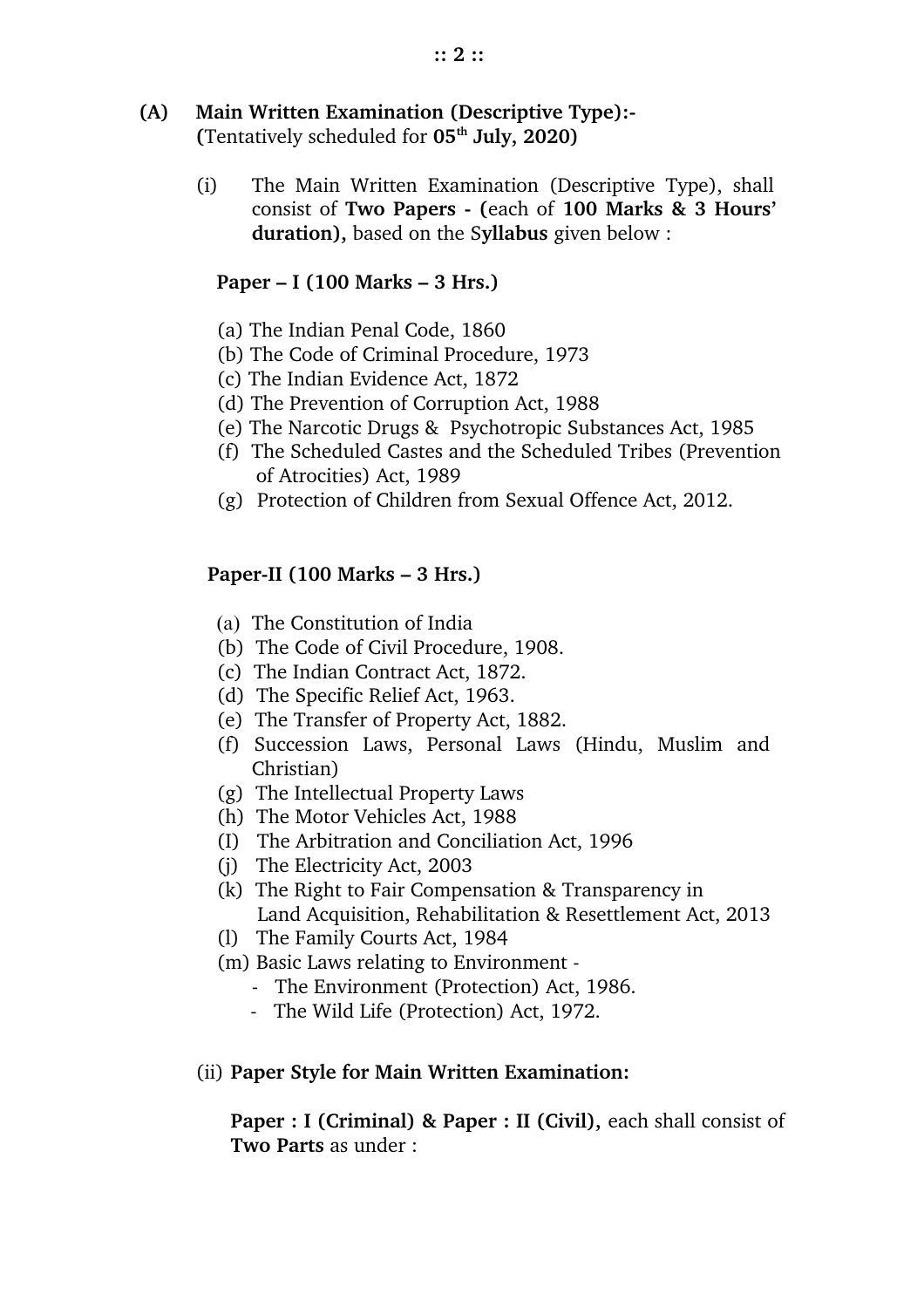**(A) Main Written Examination (Descriptive Type):-**
**(**Tentatively scheduled for **05th July, 2020)**

(i) The Main Written Examination (Descriptive Type), shall consist of **Two Papers - (**each of **100 Marks & 3 Hours' duration),** based on the S**yllabus** given below :

**Paper – I (100 Marks – 3 Hrs.)**

(a) The Indian Penal Code, 1860
(b) The Code of Criminal Procedure, 1973
(c) The Indian Evidence Act, 1872
(d) The Prevention of Corruption Act, 1988
(e) The Narcotic Drugs & Psychotropic Substances Act, 1985
(f) The Scheduled Castes and the Scheduled Tribes (Prevention of Atrocities) Act, 1989
(g) Protection of Children from Sexual Offence Act, 2012.

**Paper-II (100 Marks – 3 Hrs.)**

(a) The Constitution of India
(b) The Code of Civil Procedure, 1908.
(c) The Indian Contract Act, 1872.
(d) The Specific Relief Act, 1963.
(e) The Transfer of Property Act, 1882.
(f) Succession Laws, Personal Laws (Hindu, Muslim and Christian)
(g) The Intellectual Property Laws
(h) The Motor Vehicles Act, 1988
(I) The Arbitration and Conciliation Act, 1996
(j) The Electricity Act, 2003
(k) The Right to Fair Compensation & Transparency in Land Acquisition, Rehabilitation & Resettlement Act, 2013
(l) The Family Courts Act, 1984
(m) Basic Laws relating to Environment -
- The Environment (Protection) Act, 1986.
- The Wild Life (Protection) Act, 1972.

(ii) **Paper Style for Main Written Examination:**

**Paper : I (Criminal) & Paper : II (Civil),** each shall consist of **Two Parts** as under :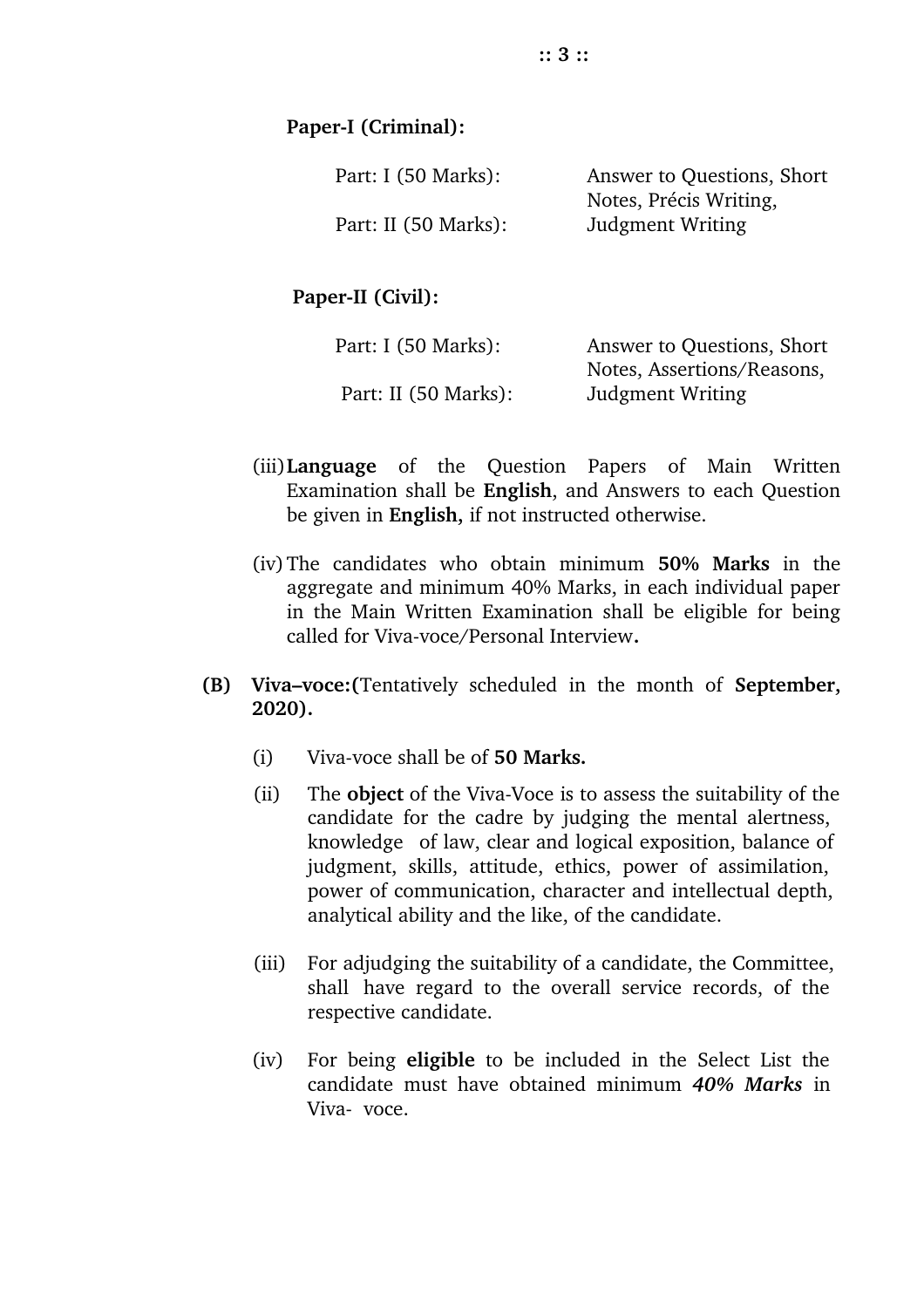**Paper-I (Criminal):**

| | |
|---|---|
| Part: I (50 Marks): | Answer to Questions, Short Notes, Précis Writing, |
| Part: II (50 Marks): | Judgment Writing |

**Paper-II (Civil):**

| | |
|---|---|
| Part: I (50 Marks): | Answer to Questions, Short Notes, Assertions/Reasons, |
| Part: II (50 Marks): | Judgment Writing |

(iii) **Language** of the Question Papers of Main Written Examination shall be **English**, and Answers to each Question be given in **English,** if not instructed otherwise.

(iv) The candidates who obtain minimum **50% Marks** in the aggregate and minimum 40% Marks, in each individual paper in the Main Written Examination shall be eligible for being called for Viva-voce/Personal Interview**.**

**(B) Viva–voce:(**Tentatively scheduled in the month of **September, 2020).**

(i) Viva-voce shall be of **50 Marks.**

(ii) The **object** of the Viva-Voce is to assess the suitability of the candidate for the cadre by judging the mental alertness, knowledge of law, clear and logical exposition, balance of judgment, skills, attitude, ethics, power of assimilation, power of communication, character and intellectual depth, analytical ability and the like, of the candidate.

(iii) For adjudging the suitability of a candidate, the Committee, shall have regard to the overall service records, of the respective candidate.

(iv) For being **eligible** to be included in the Select List the candidate must have obtained minimum ***40% Marks*** in Viva- voce.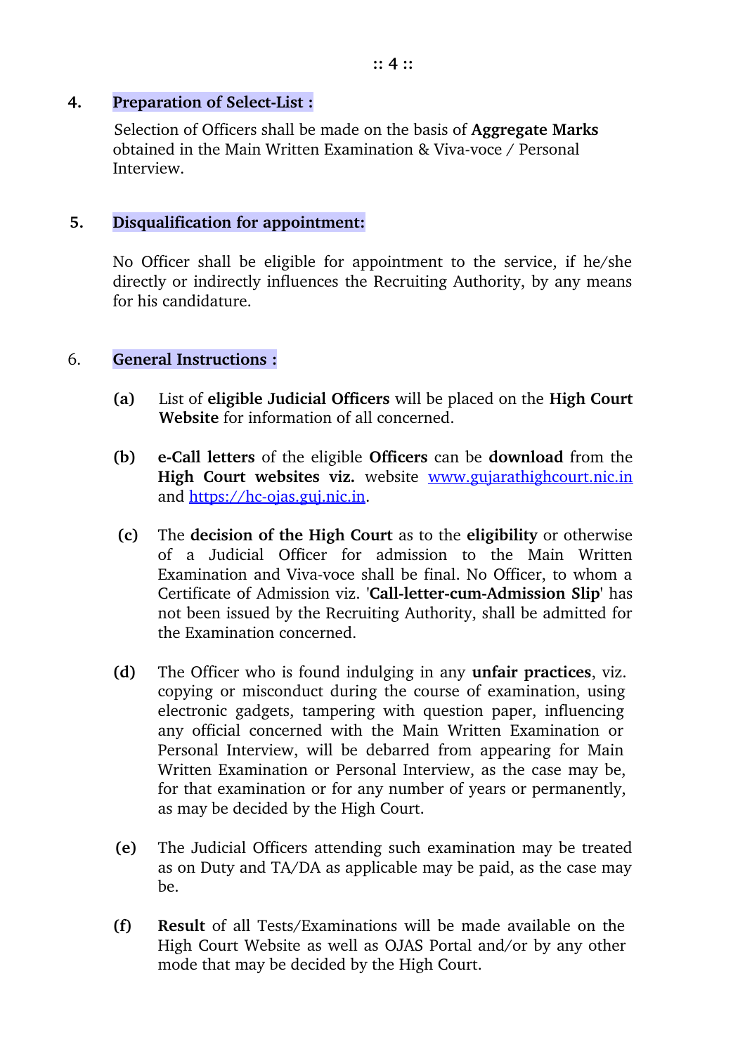## 4. Preparation of Select-List :

Selection of Officers shall be made on the basis of **Aggregate Marks** obtained in the Main Written Examination & Viva-voce / Personal Interview.

## 5. Disqualification for appointment:

No Officer shall be eligible for appointment to the service, if he/she directly or indirectly influences the Recruiting Authority, by any means for his candidature.

## 6. General Instructions :

**(a)** List of **eligible Judicial Officers** will be placed on the **High Court Website** for information of all concerned.

**(b)** **e-Call letters** of the eligible **Officers** can be **download** from the **High Court websites viz.** website www.gujarathighcourt.nic.in and https://hc-ojas.guj.nic.in.

**(c)** The **decision of the High Court** as to the **eligibility** or otherwise of a Judicial Officer for admission to the Main Written Examination and Viva-voce shall be final. No Officer, to whom a Certificate of Admission viz. '**Call-letter-cum-Admission Slip**' has not been issued by the Recruiting Authority, shall be admitted for the Examination concerned.

**(d)** The Officer who is found indulging in any **unfair practices**, viz. copying or misconduct during the course of examination, using electronic gadgets, tampering with question paper, influencing any official concerned with the Main Written Examination or Personal Interview, will be debarred from appearing for Main Written Examination or Personal Interview, as the case may be, for that examination or for any number of years or permanently, as may be decided by the High Court.

**(e)** The Judicial Officers attending such examination may be treated as on Duty and TA/DA as applicable may be paid, as the case may be.

**(f)** **Result** of all Tests/Examinations will be made available on the High Court Website as well as OJAS Portal and/or by any other mode that may be decided by the High Court.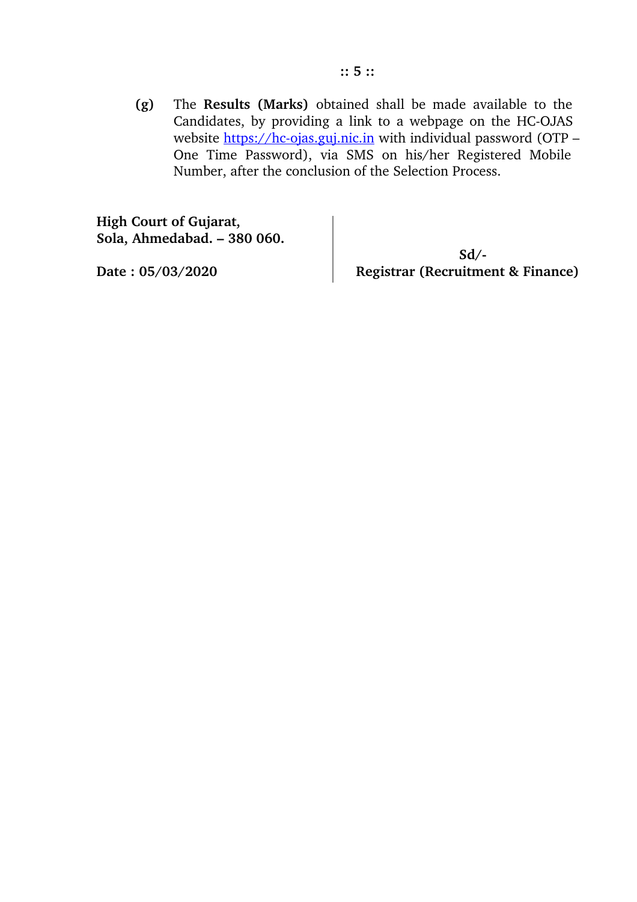**(g)** The **Results (Marks)** obtained shall be made available to the Candidates, by providing a link to a webpage on the HC-OJAS website https://hc-ojas.guj.nic.in with individual password (OTP – One Time Password), via SMS on his/her Registered Mobile Number, after the conclusion of the Selection Process.

**High Court of Gujarat,**
**Sola, Ahmedabad. – 380 060.**

**Date : 05/03/2020**

**Sd/-**
**Registrar (Recruitment & Finance)**